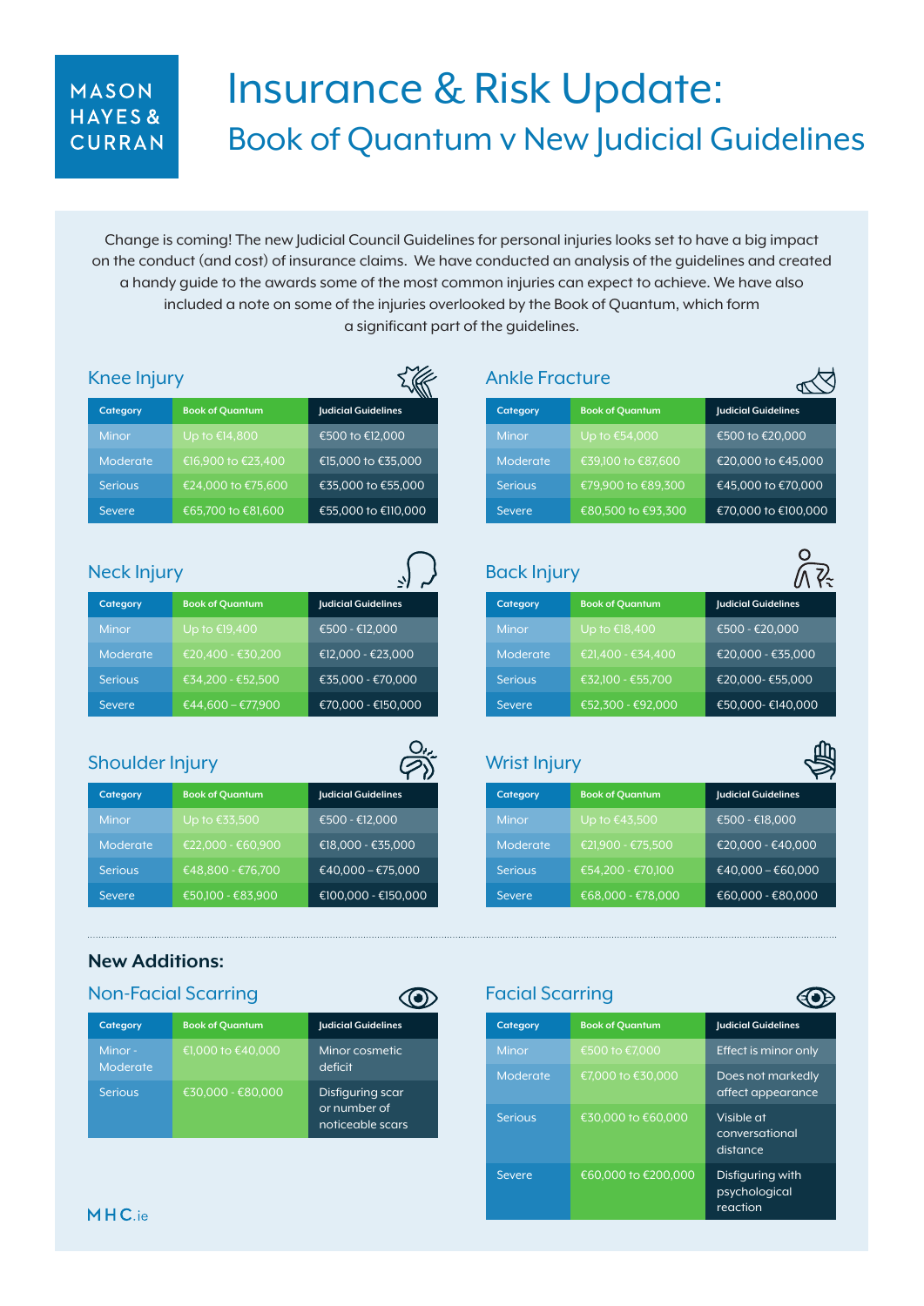MASON HAYES & CURRAN

# Insurance & Risk Update:

## Book of Quantum v New Judicial Guidelines

Change is coming! The new Judicial Council Guidelines for personal injuries looks set to have a big impact on the conduct (and cost) of insurance claims. We have conducted an analysis of the guidelines and created a handy guide to the awards some of the most common injuries can expect to achieve. We have also included a note on some of the injuries overlooked by the Book of Quantum, which form a significant part of the guidelines.

### Knee Injury

| Category | Book of Quantum | Judicial Guidelines |
|---|---|---|
| Minor | Up to €14,800 | €500 to €12,000 |
| Moderate | €16,900 to €23,400 | €15,000 to €35,000 |
| Serious | €24,000 to €75,600 | €35,000 to €55,000 |
| Severe | €65,700 to €81,600 | €55,000 to €110,000 |

### Ankle Fracture

| Category | Book of Quantum | Judicial Guidelines |
|---|---|---|
| Minor | Up to €54,000 | €500 to €20,000 |
| Moderate | €39,100 to €87,600 | €20,000 to €45,000 |
| Serious | €79,900 to €89,300 | €45,000 to €70,000 |
| Severe | €80,500 to €93,300 | €70,000 to €100,000 |

### Neck Injury

| Category | Book of Quantum | Judicial Guidelines |
|---|---|---|
| Minor | Up to €19,400 | €500 - €12,000 |
| Moderate | €20,400 - €30,200 | €12,000 - €23,000 |
| Serious | €34,200 - €52,500 | €35,000 - €70,000 |
| Severe | €44,600 – €77,900 | €70,000 - €150,000 |

### Back Injury

| Category | Book of Quantum | Judicial Guidelines |
|---|---|---|
| Minor | Up to €18,400 | €500 - €20,000 |
| Moderate | €21,400 - €34,400 | €20,000 - €35,000 |
| Serious | €32,100 - €55,700 | €20,000- €55,000 |
| Severe | €52,300 - €92,000 | €50,000- €140,000 |

### Shoulder Injury

| Category | Book of Quantum | Judicial Guidelines |
|---|---|---|
| Minor | Up to €33,500 | €500 - €12,000 |
| Moderate | €22,000 - €60,900 | €18,000 - €35,000 |
| Serious | €48,800 - €76,700 | €40,000 – €75,000 |
| Severe | €50,100 - €83,900 | €100,000 - €150,000 |

### Wrist Injury

| Category | Book of Quantum | Judicial Guidelines |
|---|---|---|
| Minor | Up to €43,500 | €500 - €18,000 |
| Moderate | €21,900 - €75,500 | €20,000 - €40,000 |
| Serious | €54,200 - €70,100 | €40,000 – €60,000 |
| Severe | €68,000 - €78,000 | €60,000 - €80,000 |

**New Additions:**

### Non-Facial Scarring

| Category | Book of Quantum | Judicial Guidelines |
|---|---|---|
| Minor - Moderate | €1,000 to €40,000 | Minor cosmetic deficit |
| Serious | €30,000 - €80,000 | Disfiguring scar or number of noticeable scars |

### Facial Scarring

| Category | Book of Quantum | Judicial Guidelines |
|---|---|---|
| Minor | €500 to €7,000 | Effect is minor only |
| Moderate | €7,000 to €30,000 | Does not markedly affect appearance |
| Serious | €30,000 to €60,000 | Visible at conversational distance |
| Severe | €60,000 to €200,000 | Disfiguring with psychological reaction |

MHC.ie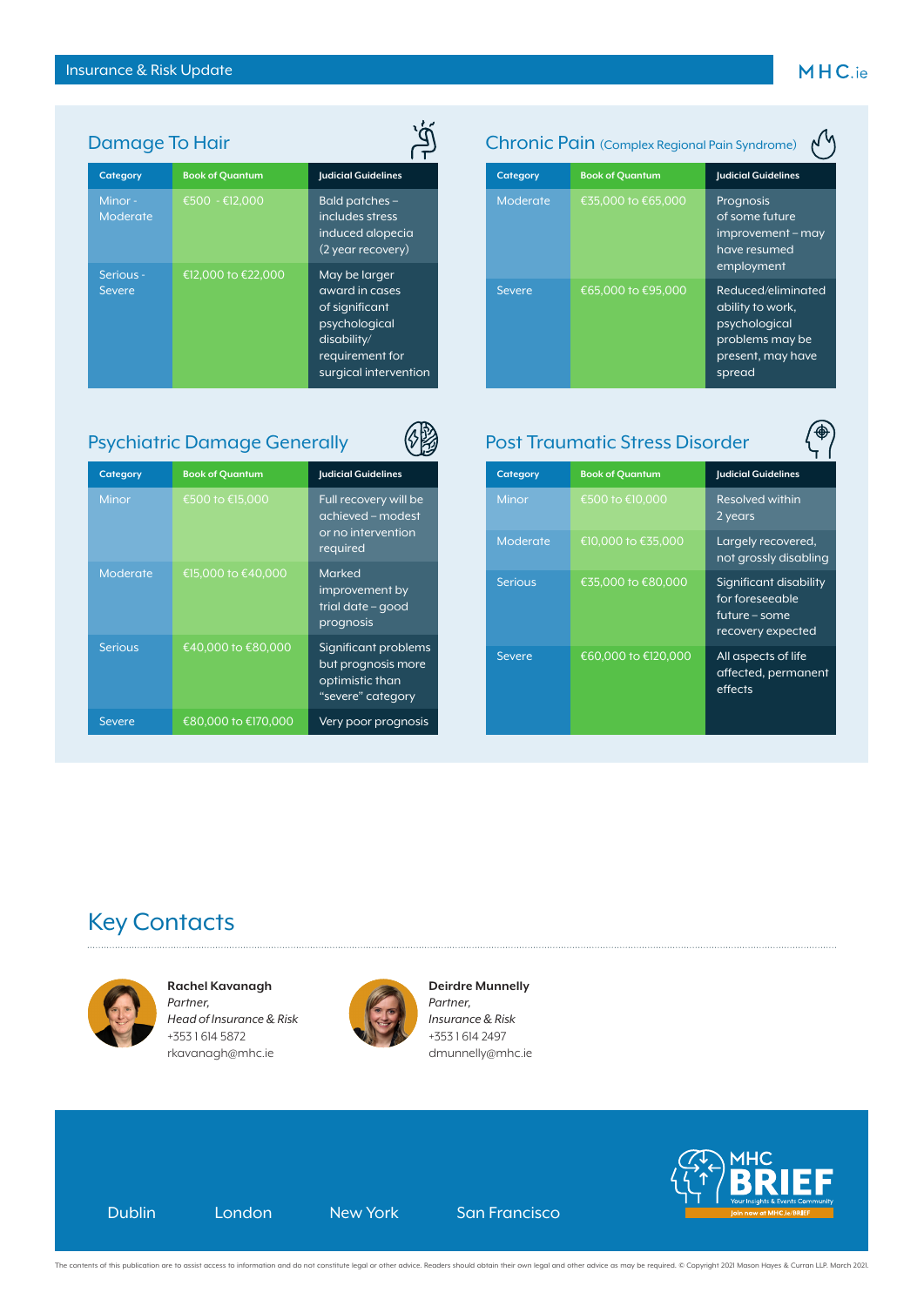## Damage To Hair

| Category | Book of Quantum | Judicial Guidelines |
|---|---|---|
| Minor - Moderate | €500 - €12,000 | Bald patches – includes stress induced alopecia (2 year recovery) |
| Serious - Severe | €12,000 to €22,000 | May be larger award in cases of significant psychological disability/ requirement for surgical intervention |

## Chronic Pain (Complex Regional Pain Syndrome)

| Category | Book of Quantum | Judicial Guidelines |
|---|---|---|
| Moderate | €35,000 to €65,000 | Prognosis of some future improvement – may have resumed employment |
| Severe | €65,000 to €95,000 | Reduced/eliminated ability to work, psychological problems may be present, may have spread |

## Psychiatric Damage Generally

| Category | Book of Quantum | Judicial Guidelines |
|---|---|---|
| Minor | €500 to €15,000 | Full recovery will be achieved – modest or no intervention required |
| Moderate | €15,000 to €40,000 | Marked improvement by trial date – good prognosis |
| Serious | €40,000 to €80,000 | Significant problems but prognosis more optimistic than "severe" category |
| Severe | €80,000 to €170,000 | Very poor prognosis |

## Post Traumatic Stress Disorder

| Category | Book of Quantum | Judicial Guidelines |
|---|---|---|
| Minor | €500 to €10,000 | Resolved within 2 years |
| Moderate | €10,000 to €35,000 | Largely recovered, not grossly disabling |
| Serious | €35,000 to €80,000 | Significant disability for foreseeable future – some recovery expected |
| Severe | €60,000 to €120,000 | All aspects of life affected, permanent effects |

## Key Contacts

**Rachel Kavanagh**
*Partner,*
*Head of Insurance & Risk*
+353 1 614 5872
rkavanagh@mhc.ie

**Deirdre Munnelly**
*Partner,*
*Insurance & Risk*
+353 1 614 2497
dmunnelly@mhc.ie

Dublin London New York San Francisco

MHC BRIEF
Your Insights & Events Community
Join now at MHC.ie/BRIEF

The contents of this publication are to assist access to information and do not constitute legal or other advice. Readers should obtain their own legal and other advice as may be required. © Copyright 2021 Mason Hayes & Curran LLP. March 2021.